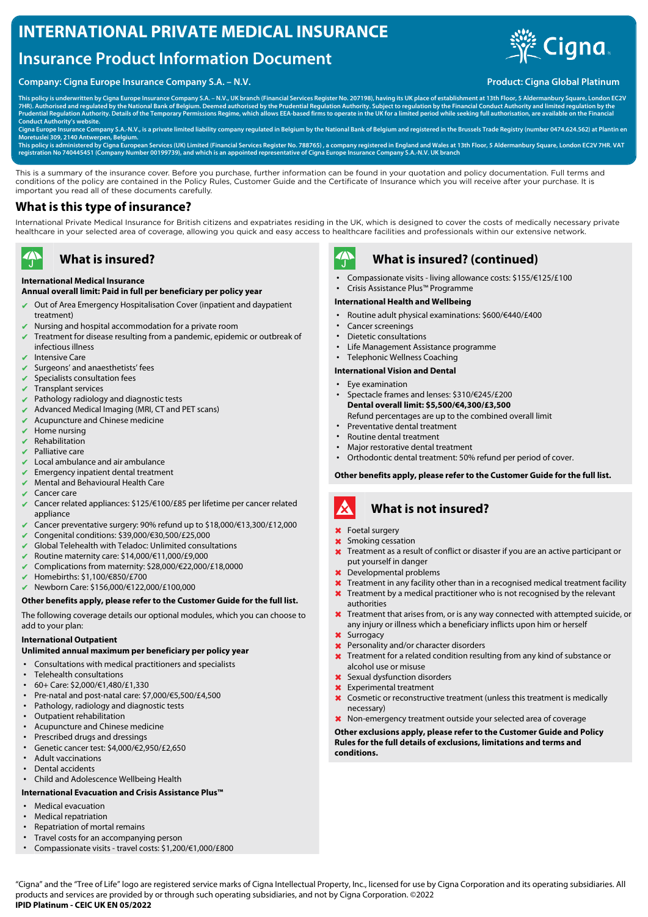# INTERNATIONAL PRIVATE MEDICAL INSURANCE

## Insurance Product Information Document

**Company: Cigna Europe Insurance Company S.A. – N.V.**

**Product: Cigna Global Platinum**

This policy is underwritten by Cigna Europe Insurance Company S.A. – N.V., UK branch (Financial Services Register No. 207198), having its UK place of establishment at 13th Floor, 5 Aldermanbury Square, London EC2V 7HR). Authorised and regulated by the National Bank of Belgium. Deemed authorised by the Prudential Regulation Authority. Subject to regulation by the Financial Conduct Authority and limited regulation by the Prudential Regulation Authority. Details of the Temporary Permissions Regime, which allows EEA-based firms to operate in the UK for a limited period while seeking full authorisation, are available on the Financial Conduct Authority's website.

Cigna Europe Insurance Company S.A.-N.V., is a private limited liability company regulated in Belgium by the National Bank of Belgium and registered in the Brussels Trade Registry (number 0474.624.562) at Plantin en Moretuslei 309, 2140 Antwerpen, Belgium.

This policy is administered by Cigna European Services (UK) Limited (Financial Services Register No. 788765) , a company registered in England and Wales at 13th Floor, 5 Aldermanbury Square, London EC2V 7HR. VAT registration No 740445451 (Company Number 00199739), and which is an appointed representative of Cigna Europe Insurance Company S.A.-N.V. UK branch

This is a summary of the insurance cover. Before you purchase, further information can be found in your quotation and policy documentation. Full terms and conditions of the policy are contained in the Policy Rules, Customer Guide and the Certificate of Insurance which you will receive after your purchase. It is important you read all of these documents carefully.

## What is this type of insurance?

International Private Medical Insurance for British citizens and expatriates residing in the UK, which is designed to cover the costs of medically necessary private healthcare in your selected area of coverage, allowing you quick and easy access to healthcare facilities and professionals within our extensive network.

## What is insured?

**International Medical Insurance**
**Annual overall limit: Paid in full per beneficiary per policy year**

- ✔ Out of Area Emergency Hospitalisation Cover (inpatient and daypatient treatment)
- ✔ Nursing and hospital accommodation for a private room
- ✔ Treatment for disease resulting from a pandemic, epidemic or outbreak of infectious illness
- ✔ Intensive Care
- ✔ Surgeons' and anaesthetists' fees
- ✔ Specialists consultation fees
- ✔ Transplant services
- ✔ Pathology radiology and diagnostic tests
- ✔ Advanced Medical Imaging (MRI, CT and PET scans)
- ✔ Acupuncture and Chinese medicine
- ✔ Home nursing
- ✔ Rehabilitation
- ✔ Palliative care
- ✔ Local ambulance and air ambulance
- ✔ Emergency inpatient dental treatment
- ✔ Mental and Behavioural Health Care
- ✔ Cancer care
- ✔ Cancer related appliances: $125/€100/£85 per lifetime per cancer related appliance
- ✔ Cancer preventative surgery: 90% refund up to $18,000/€13,300/£12,000
- ✔ Congenital conditions: $39,000/€30,500/£25,000
- ✔ Global Telehealth with Teladoc: Unlimited consultations
- ✔ Routine maternity care: $14,000/€11,000/£9,000
- ✔ Complications from maternity: $28,000/€22,000/£18,0000
- ✔ Homebirths: $1,100/€850/£700
- ✔ Newborn Care: $156,000/€122,000/£100,000

**Other benefits apply, please refer to the Customer Guide for the full list.**

The following coverage details our optional modules, which you can choose to add to your plan:

**International Outpatient**
**Unlimited annual maximum per beneficiary per policy year**

- Consultations with medical practitioners and specialists
- Telehealth consultations
- 60+ Care: $2,000/€1,480/£1,330
- Pre-natal and post-natal care: $7,000/€5,500/£4,500
- Pathology, radiology and diagnostic tests
- Outpatient rehabilitation
- Acupuncture and Chinese medicine
- Prescribed drugs and dressings
- Genetic cancer test: $4,000/€2,950/£2,650
- Adult vaccinations
- Dental accidents
- Child and Adolescence Wellbeing Health

**International Evacuation and Crisis Assistance Plus™**

- Medical evacuation
- Medical repatriation
- Repatriation of mortal remains
- Travel costs for an accompanying person
- Compassionate visits - travel costs: $1,200/€1,000/£800

## What is insured? (continued)

- Compassionate visits - living allowance costs: $155/€125/£100
- Crisis Assistance Plus™ Programme

**International Health and Wellbeing**

- Routine adult physical examinations: $600/€440/£400
- Cancer screenings
- Dietetic consultations
- Life Management Assistance programme
- Telephonic Wellness Coaching

**International Vision and Dental**

- Eye examination
- Spectacle frames and lenses: $310/€245/£200
  **Dental overall limit: $5,500/€4,300/£3,500**
  Refund percentages are up to the combined overall limit
- Preventative dental treatment
- Routine dental treatment
- Major restorative dental treatment
- Orthodontic dental treatment: 50% refund per period of cover.

**Other benefits apply, please refer to the Customer Guide for the full list.**

## What is not insured?

- ✖ Foetal surgery
- ✖ Smoking cessation
- ✖ Treatment as a result of conflict or disaster if you are an active participant or put yourself in danger
- ✖ Developmental problems
- ✖ Treatment in any facility other than in a recognised medical treatment facility
- ✖ Treatment by a medical practitioner who is not recognised by the relevant authorities
- ✖ Treatment that arises from, or is any way connected with attempted suicide, or any injury or illness which a beneficiary inflicts upon him or herself
- ✖ Surrogacy
- ✖ Personality and/or character disorders
- ✖ Treatment for a related condition resulting from any kind of substance or alcohol use or misuse
- ✖ Sexual dysfunction disorders
- ✖ Experimental treatment
- ✖ Cosmetic or reconstructive treatment (unless this treatment is medically necessary)
- ✖ Non-emergency treatment outside your selected area of coverage

**Other exclusions apply, please refer to the Customer Guide and Policy Rules for the full details of exclusions, limitations and terms and conditions.**

"Cigna" and the "Tree of Life" logo are registered service marks of Cigna Intellectual Property, Inc., licensed for use by Cigna Corporation and its operating subsidiaries. All products and services are provided by or through such operating subsidiaries, and not by Cigna Corporation. ©2022

**IPID Platinum - CEIC UK EN 05/2022**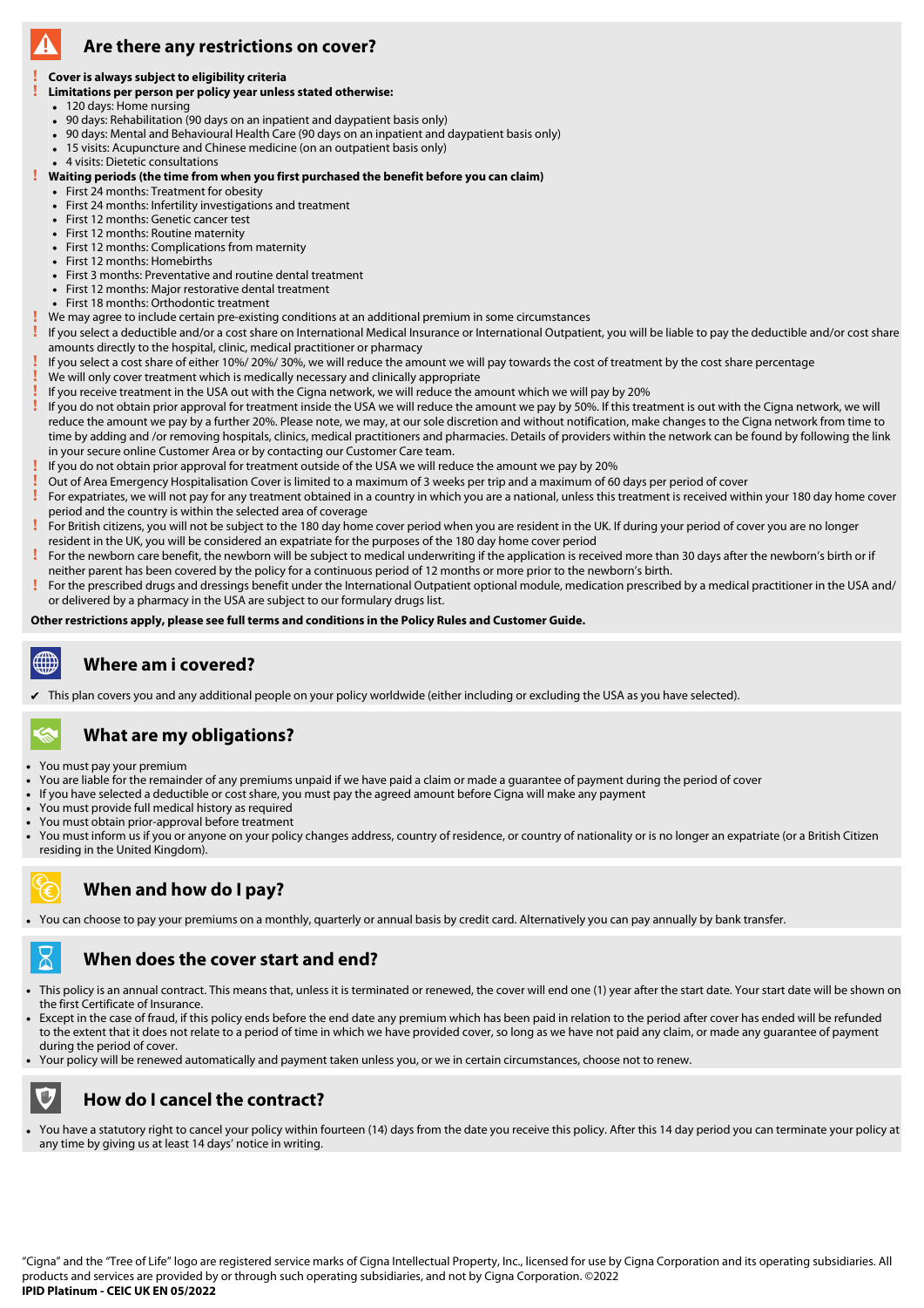## Are there any restrictions on cover?

- **Cover is always subject to eligibility criteria**
- **Limitations per person per policy year unless stated otherwise:**
  - 120 days: Home nursing
  - 90 days: Rehabilitation (90 days on an inpatient and daypatient basis only)
  - 90 days: Mental and Behavioural Health Care (90 days on an inpatient and daypatient basis only)
  - 15 visits: Acupuncture and Chinese medicine (on an outpatient basis only)
  - 4 visits: Dietetic consultations
- **Waiting periods (the time from when you first purchased the benefit before you can claim)**
  - First 24 months: Treatment for obesity
  - First 24 months: Infertility investigations and treatment
  - First 12 months: Genetic cancer test
  - First 12 months: Routine maternity
  - First 12 months: Complications from maternity
  - First 12 months: Homebirths
  - First 3 months: Preventative and routine dental treatment
  - First 12 months: Major restorative dental treatment
  - First 18 months: Orthodontic treatment
- We may agree to include certain pre-existing conditions at an additional premium in some circumstances
- If you select a deductible and/or a cost share on International Medical Insurance or International Outpatient, you will be liable to pay the deductible and/or cost share amounts directly to the hospital, clinic, medical practitioner or pharmacy
- If you select a cost share of either 10%/ 20%/ 30%, we will reduce the amount we will pay towards the cost of treatment by the cost share percentage
- We will only cover treatment which is medically necessary and clinically appropriate
- If you receive treatment in the USA out with the Cigna network, we will reduce the amount which we will pay by 20%
- If you do not obtain prior approval for treatment inside the USA we will reduce the amount we pay by 50%. If this treatment is out with the Cigna network, we will reduce the amount we pay by a further 20%. Please note, we may, at our sole discretion and without notification, make changes to the Cigna network from time to time by adding and /or removing hospitals, clinics, medical practitioners and pharmacies. Details of providers within the network can be found by following the link in your secure online Customer Area or by contacting our Customer Care team.
- If you do not obtain prior approval for treatment outside of the USA we will reduce the amount we pay by 20%
- Out of Area Emergency Hospitalisation Cover is limited to a maximum of 3 weeks per trip and a maximum of 60 days per period of cover
- For expatriates, we will not pay for any treatment obtained in a country in which you are a national, unless this treatment is received within your 180 day home cover period and the country is within the selected area of coverage
- For British citizens, you will not be subject to the 180 day home cover period when you are resident in the UK. If during your period of cover you are no longer resident in the UK, you will be considered an expatriate for the purposes of the 180 day home cover period
- For the newborn care benefit, the newborn will be subject to medical underwriting if the application is received more than 30 days after the newborn's birth or if neither parent has been covered by the policy for a continuous period of 12 months or more prior to the newborn's birth.
- For the prescribed drugs and dressings benefit under the International Outpatient optional module, medication prescribed by a medical practitioner in the USA and/ or delivered by a pharmacy in the USA are subject to our formulary drugs list.

**Other restrictions apply, please see full terms and conditions in the Policy Rules and Customer Guide.**

## Where am i covered?

✔ This plan covers you and any additional people on your policy worldwide (either including or excluding the USA as you have selected).

## What are my obligations?

- You must pay your premium
- You are liable for the remainder of any premiums unpaid if we have paid a claim or made a guarantee of payment during the period of cover
- If you have selected a deductible or cost share, you must pay the agreed amount before Cigna will make any payment
- You must provide full medical history as required
- You must obtain prior-approval before treatment
- You must inform us if you or anyone on your policy changes address, country of residence, or country of nationality or is no longer an expatriate (or a British Citizen residing in the United Kingdom).

## When and how do I pay?

- You can choose to pay your premiums on a monthly, quarterly or annual basis by credit card. Alternatively you can pay annually by bank transfer.

## When does the cover start and end?

- This policy is an annual contract. This means that, unless it is terminated or renewed, the cover will end one (1) year after the start date. Your start date will be shown on the first Certificate of Insurance.
- Except in the case of fraud, if this policy ends before the end date any premium which has been paid in relation to the period after cover has ended will be refunded to the extent that it does not relate to a period of time in which we have provided cover, so long as we have not paid any claim, or made any guarantee of payment during the period of cover.
- Your policy will be renewed automatically and payment taken unless you, or we in certain circumstances, choose not to renew.

## How do I cancel the contract?

- You have a statutory right to cancel your policy within fourteen (14) days from the date you receive this policy. After this 14 day period you can terminate your policy at any time by giving us at least 14 days' notice in writing.

"Cigna" and the "Tree of Life" logo are registered service marks of Cigna Intellectual Property, Inc., licensed for use by Cigna Corporation and its operating subsidiaries. All products and services are provided by or through such operating subsidiaries, and not by Cigna Corporation. ©2022
**IPID Platinum - CEIC UK EN 05/2022**